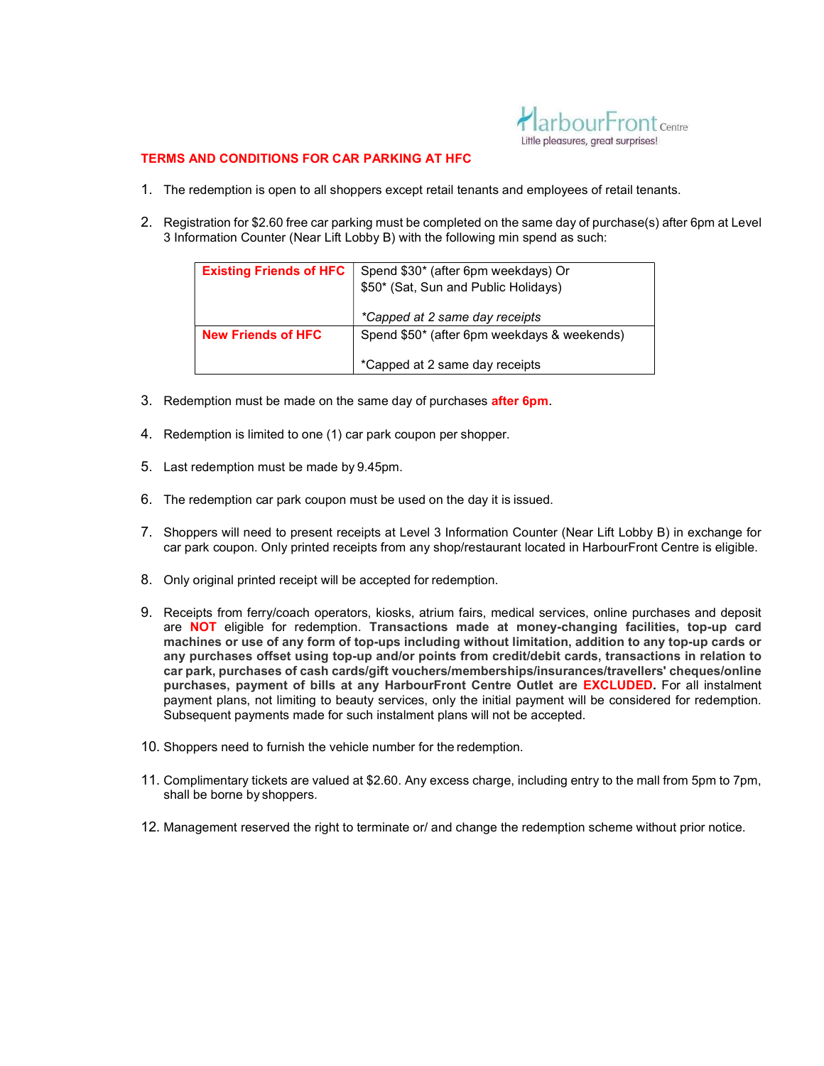HarbourFront Centre
Little pleasures, great surprises!

## TERMS AND CONDITIONS FOR CAR PARKING AT HFC

1. The redemption is open to all shoppers except retail tenants and employees of retail tenants.

2. Registration for $2.60 free car parking must be completed on the same day of purchase(s) after 6pm at Level 3 Information Counter (Near Lift Lobby B) with the following min spend as such:

| | |
|---|---|
| **Existing Friends of HFC** | Spend $30* (after 6pm weekdays) Or $50* (Sat, Sun and Public Holidays)<br><br>*\*Capped at 2 same day receipts* |
| **New Friends of HFC** | Spend $50* (after 6pm weekdays & weekends)<br><br>*Capped at 2 same day receipts |

3. Redemption must be made on the same day of purchases **after 6pm**.

4. Redemption is limited to one (1) car park coupon per shopper.

5. Last redemption must be made by 9.45pm.

6. The redemption car park coupon must be used on the day it is issued.

7. Shoppers will need to present receipts at Level 3 Information Counter (Near Lift Lobby B) in exchange for car park coupon. Only printed receipts from any shop/restaurant located in HarbourFront Centre is eligible.

8. Only original printed receipt will be accepted for redemption.

9. Receipts from ferry/coach operators, kiosks, atrium fairs, medical services, online purchases and deposit are **NOT** eligible for redemption. **Transactions made at money-changing facilities, top-up card machines or use of any form of top-ups including without limitation, addition to any top-up cards or any purchases offset using top-up and/or points from credit/debit cards, transactions in relation to car park, purchases of cash cards/gift vouchers/memberships/insurances/travellers' cheques/online purchases, payment of bills at any HarbourFront Centre Outlet are EXCLUDED.** For all instalment payment plans, not limiting to beauty services, only the initial payment will be considered for redemption. Subsequent payments made for such instalment plans will not be accepted.

10. Shoppers need to furnish the vehicle number for the redemption.

11. Complimentary tickets are valued at $2.60. Any excess charge, including entry to the mall from 5pm to 7pm, shall be borne by shoppers.

12. Management reserved the right to terminate or/ and change the redemption scheme without prior notice.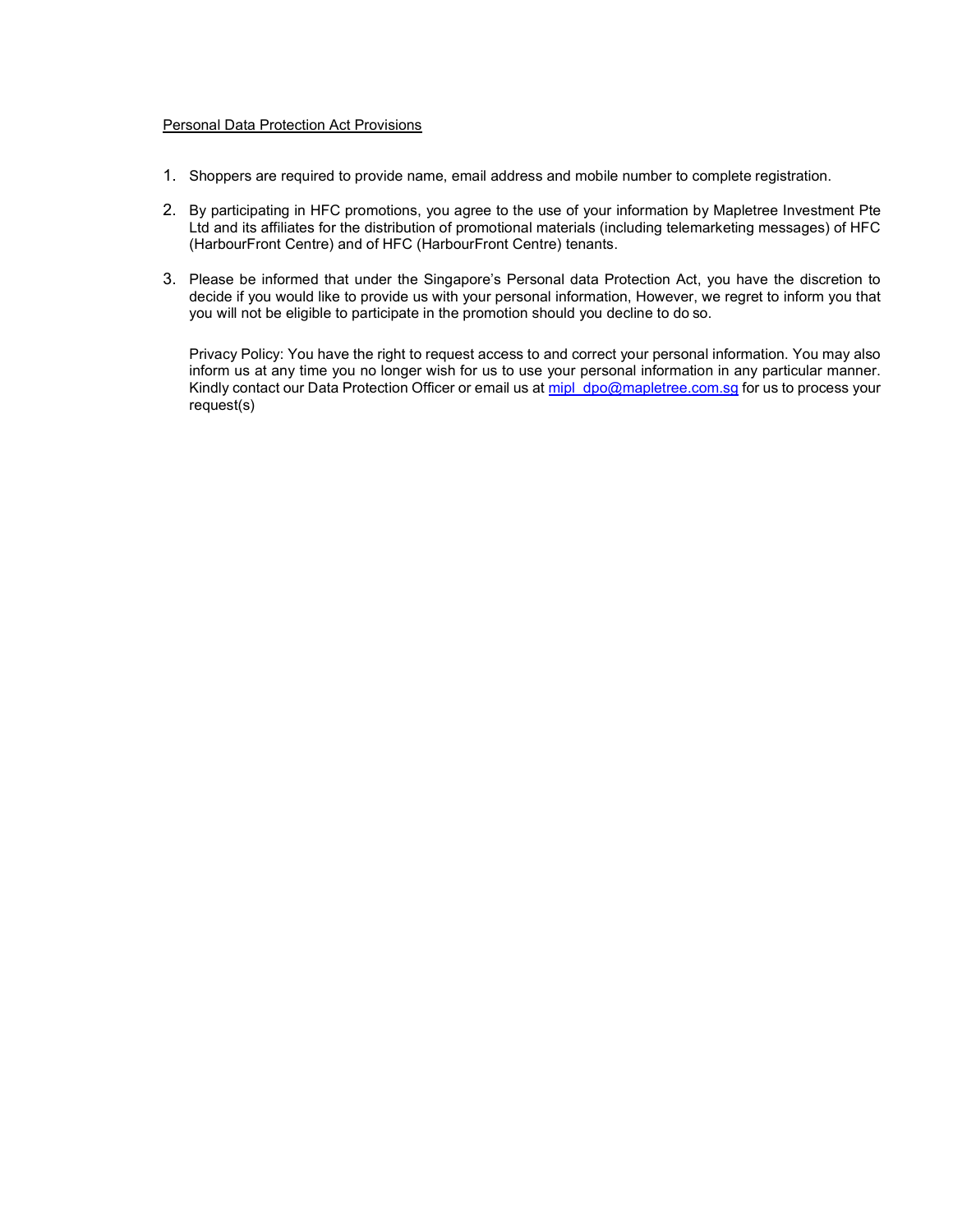Personal Data Protection Act Provisions

1. Shoppers are required to provide name, email address and mobile number to complete registration.

2. By participating in HFC promotions, you agree to the use of your information by Mapletree Investment Pte Ltd and its affiliates for the distribution of promotional materials (including telemarketing messages) of HFC (HarbourFront Centre) and of HFC (HarbourFront Centre) tenants.

3. Please be informed that under the Singapore's Personal data Protection Act, you have the discretion to decide if you would like to provide us with your personal information, However, we regret to inform you that you will not be eligible to participate in the promotion should you decline to do so.

   Privacy Policy: You have the right to request access to and correct your personal information. You may also inform us at any time you no longer wish for us to use your personal information in any particular manner. Kindly contact our Data Protection Officer or email us at mipl_dpo@mapletree.com.sg for us to process your request(s)